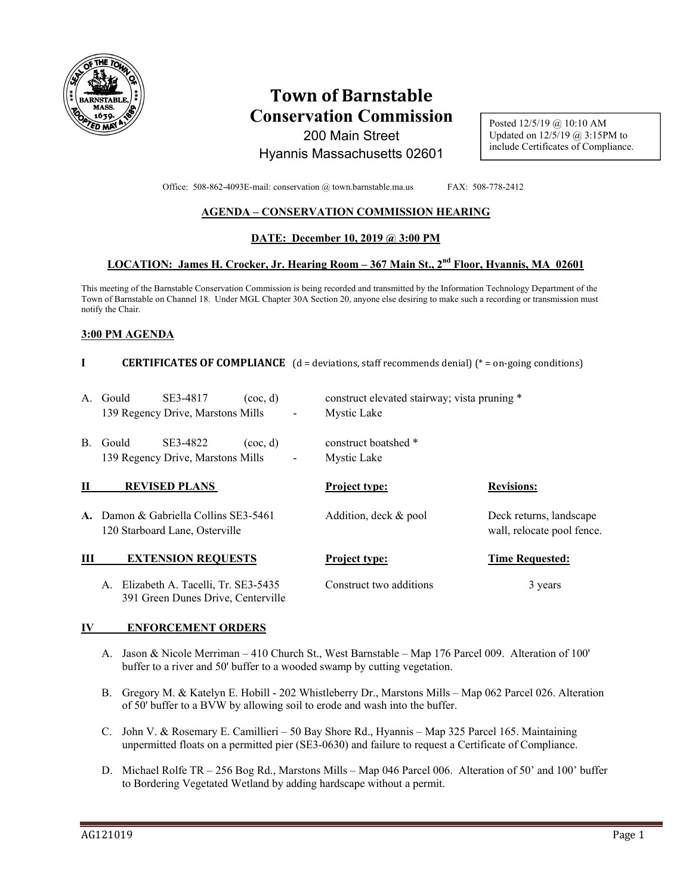# Town of Barnstable Conservation Commission

200 Main Street
Hyannis Massachusetts 02601

Posted 12/5/19 @ 10:10 AM
Updated on 12/5/19 @ 3:15PM to include Certificates of Compliance.

Office: 508-862-4093E-mail: conservation @ town.barnstable.ma.us FAX: 508-778-2412

**AGENDA – CONSERVATION COMMISSION HEARING**

**DATE: December 10, 2019 @ 3:00 PM**

**LOCATION: James H. Crocker, Jr. Hearing Room – 367 Main St., 2nd Floor, Hyannis, MA 02601**

This meeting of the Barnstable Conservation Commission is being recorded and transmitted by the Information Technology Department of the Town of Barnstable on Channel 18. Under MGL Chapter 30A Section 20, anyone else desiring to make such a recording or transmission must notify the Chair.

**3:00 PM AGENDA**

## I CERTIFICATES OF COMPLIANCE (d = deviations, staff recommends denial) (* = on-going conditions)

A. Gould SE3-4817 (coc, d) construct elevated stairway; vista pruning *
139 Regency Drive, Marstons Mills - Mystic Lake

B. Gould SE3-4822 (coc, d) construct boatshed *
139 Regency Drive, Marstons Mills - Mystic Lake

## II REVISED PLANS

| | Project type: | Revisions: |
|---|---|---|
| **A.** Damon & Gabriella Collins SE3-5461<br>120 Starboard Lane, Osterville | Addition, deck & pool | Deck returns, landscape wall, relocate pool fence. |

## III EXTENSION REQUESTS

| | Project type: | Time Requested: |
|---|---|---|
| A. Elizabeth A. Tacelli, Tr. SE3-5435<br>391 Green Dunes Drive, Centerville | Construct two additions | 3 years |

## IV ENFORCEMENT ORDERS

A. Jason & Nicole Merriman – 410 Church St., West Barnstable – Map 176 Parcel 009. Alteration of 100' buffer to a river and 50' buffer to a wooded swamp by cutting vegetation.

B. Gregory M. & Katelyn E. Hobill - 202 Whistleberry Dr., Marstons Mills – Map 062 Parcel 026. Alteration of 50' buffer to a BVW by allowing soil to erode and wash into the buffer.

C. John V. & Rosemary E. Camillieri – 50 Bay Shore Rd., Hyannis – Map 325 Parcel 165. Maintaining unpermitted floats on a permitted pier (SE3-0630) and failure to request a Certificate of Compliance.

D. Michael Rolfe TR – 256 Bog Rd., Marstons Mills – Map 046 Parcel 006. Alteration of 50' and 100' buffer to Bordering Vegetated Wetland by adding hardscape without a permit.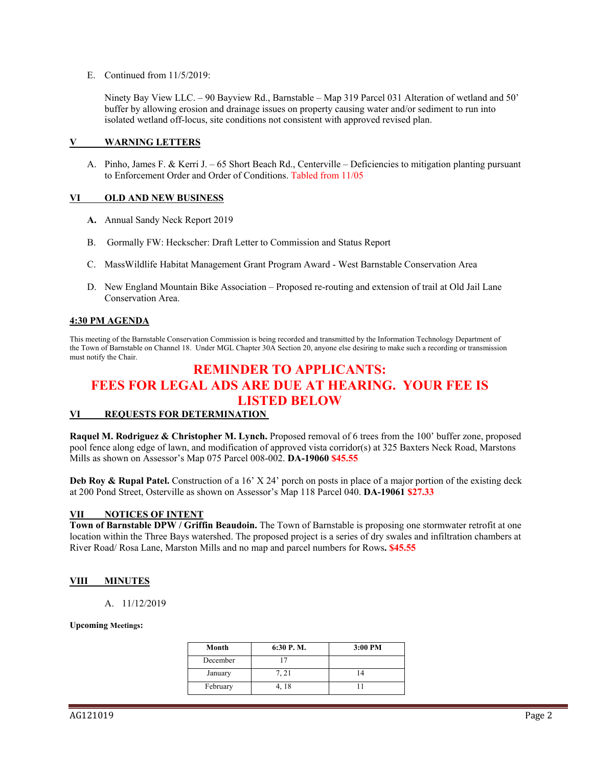E. Continued from 11/5/2019:

Ninety Bay View LLC. – 90 Bayview Rd., Barnstable – Map 319 Parcel 031 Alteration of wetland and 50' buffer by allowing erosion and drainage issues on property causing water and/or sediment to run into isolated wetland off-locus, site conditions not consistent with approved revised plan.

## V WARNING LETTERS

A. Pinho, James F. & Kerri J. – 65 Short Beach Rd., Centerville – Deficiencies to mitigation planting pursuant to Enforcement Order and Order of Conditions. Tabled from 11/05

## VI OLD AND NEW BUSINESS

**A.** Annual Sandy Neck Report 2019

B. Gormally FW: Heckscher: Draft Letter to Commission and Status Report

C. MassWildlife Habitat Management Grant Program Award - West Barnstable Conservation Area

D. New England Mountain Bike Association – Proposed re-routing and extension of trail at Old Jail Lane Conservation Area.

## 4:30 PM AGENDA

This meeting of the Barnstable Conservation Commission is being recorded and transmitted by the Information Technology Department of the Town of Barnstable on Channel 18. Under MGL Chapter 30A Section 20, anyone else desiring to make such a recording or transmission must notify the Chair.

# REMINDER TO APPLICANTS: FEES FOR LEGAL ADS ARE DUE AT HEARING. YOUR FEE IS LISTED BELOW

## VI REQUESTS FOR DETERMINATION

**Raquel M. Rodriguez & Christopher M. Lynch.** Proposed removal of 6 trees from the 100' buffer zone, proposed pool fence along edge of lawn, and modification of approved vista corridor(s) at 325 Baxters Neck Road, Marstons Mills as shown on Assessor's Map 075 Parcel 008-002. **DA-19060** **$45.55**

**Deb Roy & Rupal Patel.** Construction of a 16' X 24' porch on posts in place of a major portion of the existing deck at 200 Pond Street, Osterville as shown on Assessor's Map 118 Parcel 040. **DA-19061** **$27.33**

## VII NOTICES OF INTENT

**Town of Barnstable DPW / Griffin Beaudoin.** The Town of Barnstable is proposing one stormwater retrofit at one location within the Three Bays watershed. The proposed project is a series of dry swales and infiltration chambers at River Road/ Rosa Lane, Marston Mills and no map and parcel numbers for Rows**.** **$45.55**

## VIII MINUTES

A. 11/12/2019

**Upcoming Meetings:**

| Month | 6:30 P. M. | 3:00 PM |
|---|---|---|
| December | 17 | |
| January | 7, 21 | 14 |
| February | 4, 18 | 11 |

AG121019